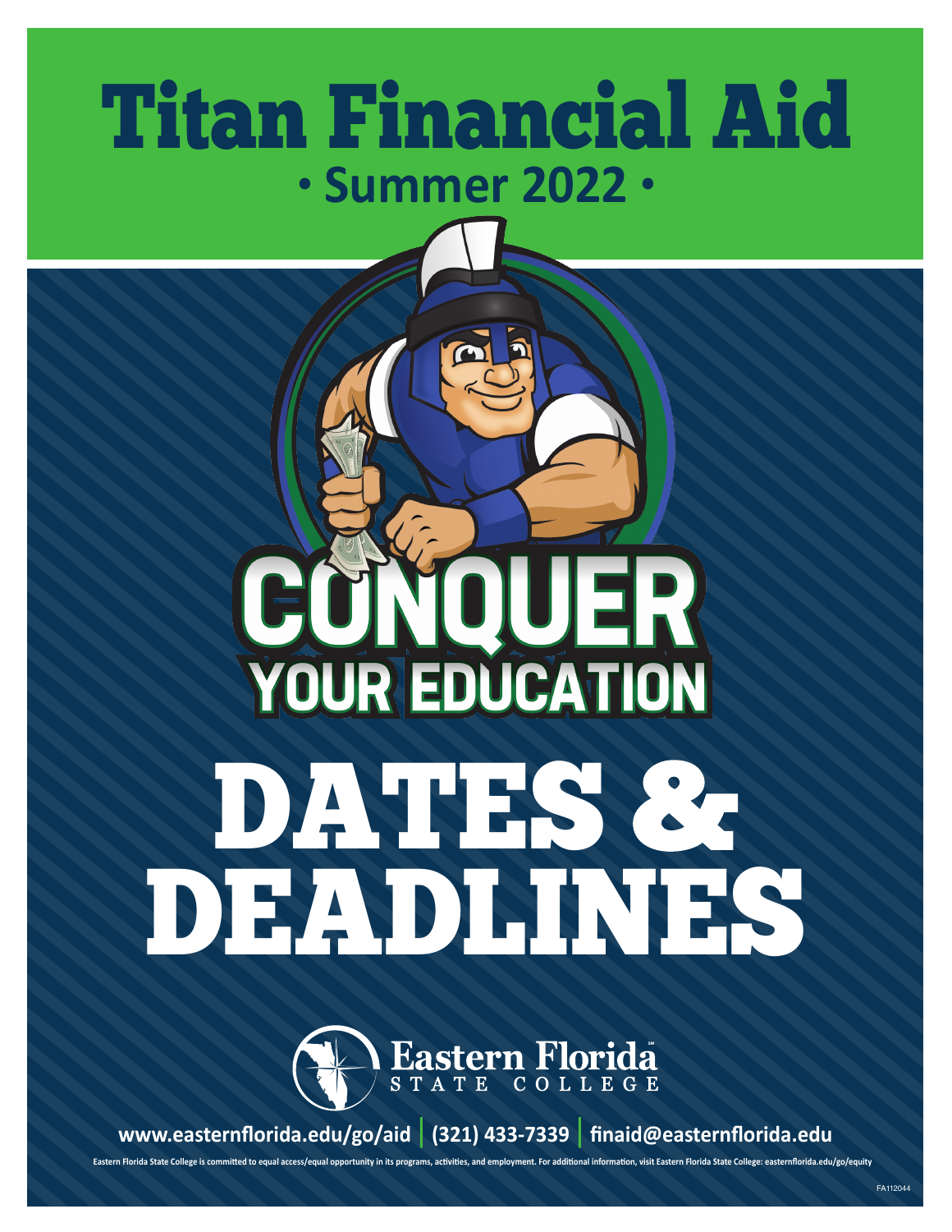# Titan Financial Aid

## • Summer 2022 •

CONQUER YOUR EDUCATION

# DATES & DEADLINES

Eastern Florida STATE COLLEGE

www.easternflorida.edu/go/aid | (321) 433-7339 | finaid@easternflorida.edu

Eastern Florida State College is committed to equal access/equal opportunity in its programs, activities, and employment. For additional information, visit Eastern Florida State College: easternflorida.edu/go/equity

FA112044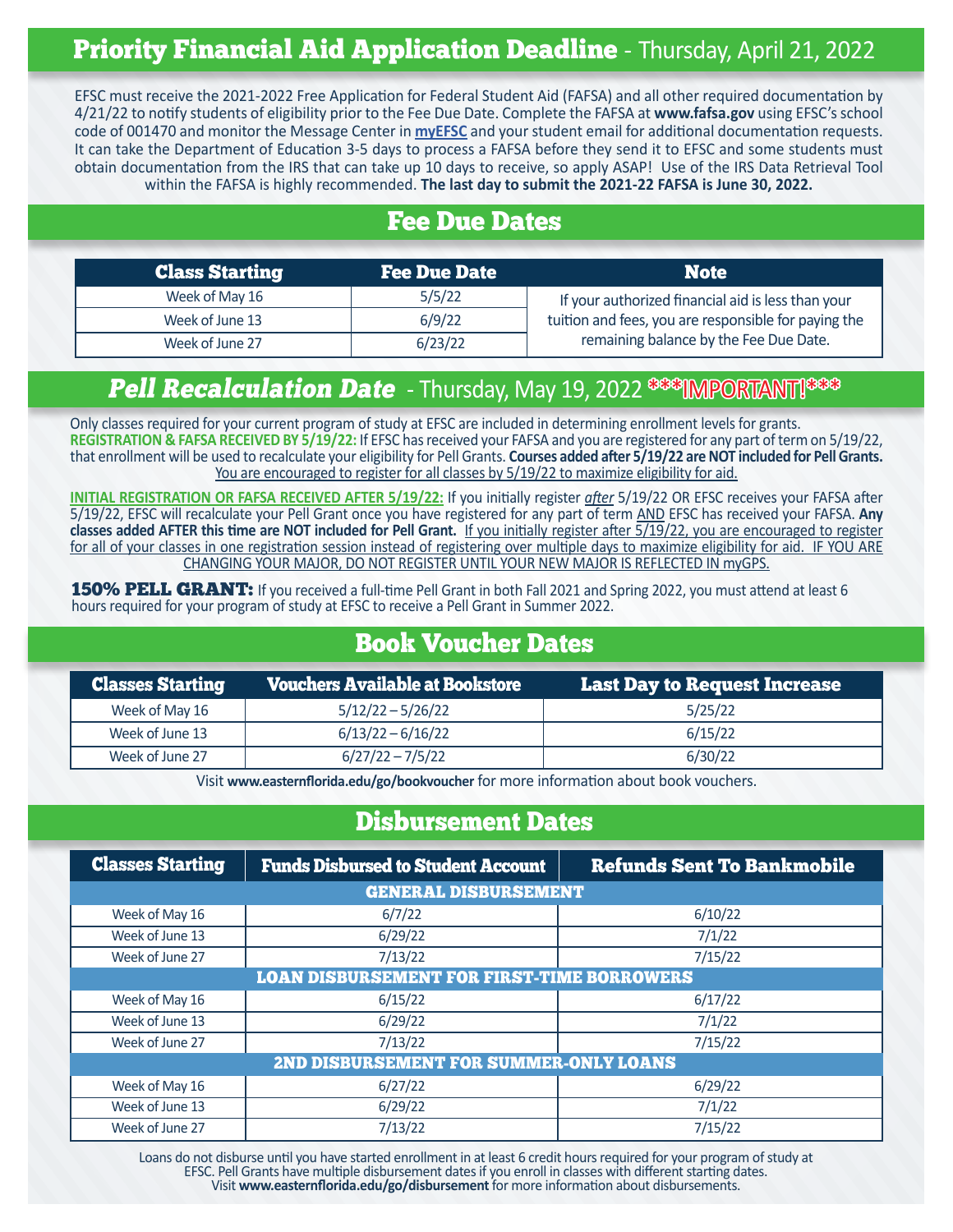## Priority Financial Aid Application Deadline - Thursday, April 21, 2022

EFSC must receive the 2021-2022 Free Application for Federal Student Aid (FAFSA) and all other required documentation by 4/21/22 to notify students of eligibility prior to the Fee Due Date. Complete the FAFSA at **www.fafsa.gov** using EFSC's school code of 001470 and monitor the Message Center in **myEFSC** and your student email for additional documentation requests. It can take the Department of Education 3-5 days to process a FAFSA before they send it to EFSC and some students must obtain documentation from the IRS that can take up 10 days to receive, so apply ASAP! Use of the IRS Data Retrieval Tool within the FAFSA is highly recommended. **The last day to submit the 2021-22 FAFSA is June 30, 2022.**

## Fee Due Dates

| Class Starting | Fee Due Date | Note |
|---|---|---|
| Week of May 16 | 5/5/22 | If your authorized financial aid is less than your tuition and fees, you are responsible for paying the remaining balance by the Fee Due Date. |
| Week of June 13 | 6/9/22 | |
| Week of June 27 | 6/23/22 | |

## *Pell Recalculation Date* - Thursday, May 19, 2022 ***IMPORTANT!***

Only classes required for your current program of study at EFSC are included in determining enrollment levels for grants.
**REGISTRATION & FAFSA RECEIVED BY 5/19/22:** If EFSC has received your FAFSA and you are registered for any part of term on 5/19/22, that enrollment will be used to recalculate your eligibility for Pell Grants. **Courses added after 5/19/22 are NOT included for Pell Grants.** You are encouraged to register for all classes by 5/19/22 to maximize eligibility for aid.

**INITIAL REGISTRATION OR FAFSA RECEIVED AFTER 5/19/22:** If you initially register *after* 5/19/22 OR EFSC receives your FAFSA after 5/19/22, EFSC will recalculate your Pell Grant once you have registered for any part of term AND EFSC has received your FAFSA. **Any classes added AFTER this time are NOT included for Pell Grant.** If you initially register after 5/19/22, you are encouraged to register for all of your classes in one registration session instead of registering over multiple days to maximize eligibility for aid. IF YOU ARE CHANGING YOUR MAJOR, DO NOT REGISTER UNTIL YOUR NEW MAJOR IS REFLECTED IN myGPS.

**150% PELL GRANT:** If you received a full-time Pell Grant in both Fall 2021 and Spring 2022, you must attend at least 6 hours required for your program of study at EFSC to receive a Pell Grant in Summer 2022.

## Book Voucher Dates

| Classes Starting | Vouchers Available at Bookstore | Last Day to Request Increase |
|---|---|---|
| Week of May 16 | 5/12/22 – 5/26/22 | 5/25/22 |
| Week of June 13 | 6/13/22 – 6/16/22 | 6/15/22 |
| Week of June 27 | 6/27/22 – 7/5/22 | 6/30/22 |

Visit **www.easternflorida.edu/go/bookvoucher** for more information about book vouchers.

## Disbursement Dates

| Classes Starting | Funds Disbursed to Student Account | Refunds Sent To Bankmobile |
|---|---|---|
| **GENERAL DISBURSEMENT** | | |
| Week of May 16 | 6/7/22 | 6/10/22 |
| Week of June 13 | 6/29/22 | 7/1/22 |
| Week of June 27 | 7/13/22 | 7/15/22 |
| **LOAN DISBURSEMENT FOR FIRST-TIME BORROWERS** | | |
| Week of May 16 | 6/15/22 | 6/17/22 |
| Week of June 13 | 6/29/22 | 7/1/22 |
| Week of June 27 | 7/13/22 | 7/15/22 |
| **2ND DISBURSEMENT FOR SUMMER-ONLY LOANS** | | |
| Week of May 16 | 6/27/22 | 6/29/22 |
| Week of June 13 | 6/29/22 | 7/1/22 |
| Week of June 27 | 7/13/22 | 7/15/22 |

Loans do not disburse until you have started enrollment in at least 6 credit hours required for your program of study at EFSC. Pell Grants have multiple disbursement dates if you enroll in classes with different starting dates.
Visit **www.easternflorida.edu/go/disbursement** for more information about disbursements.